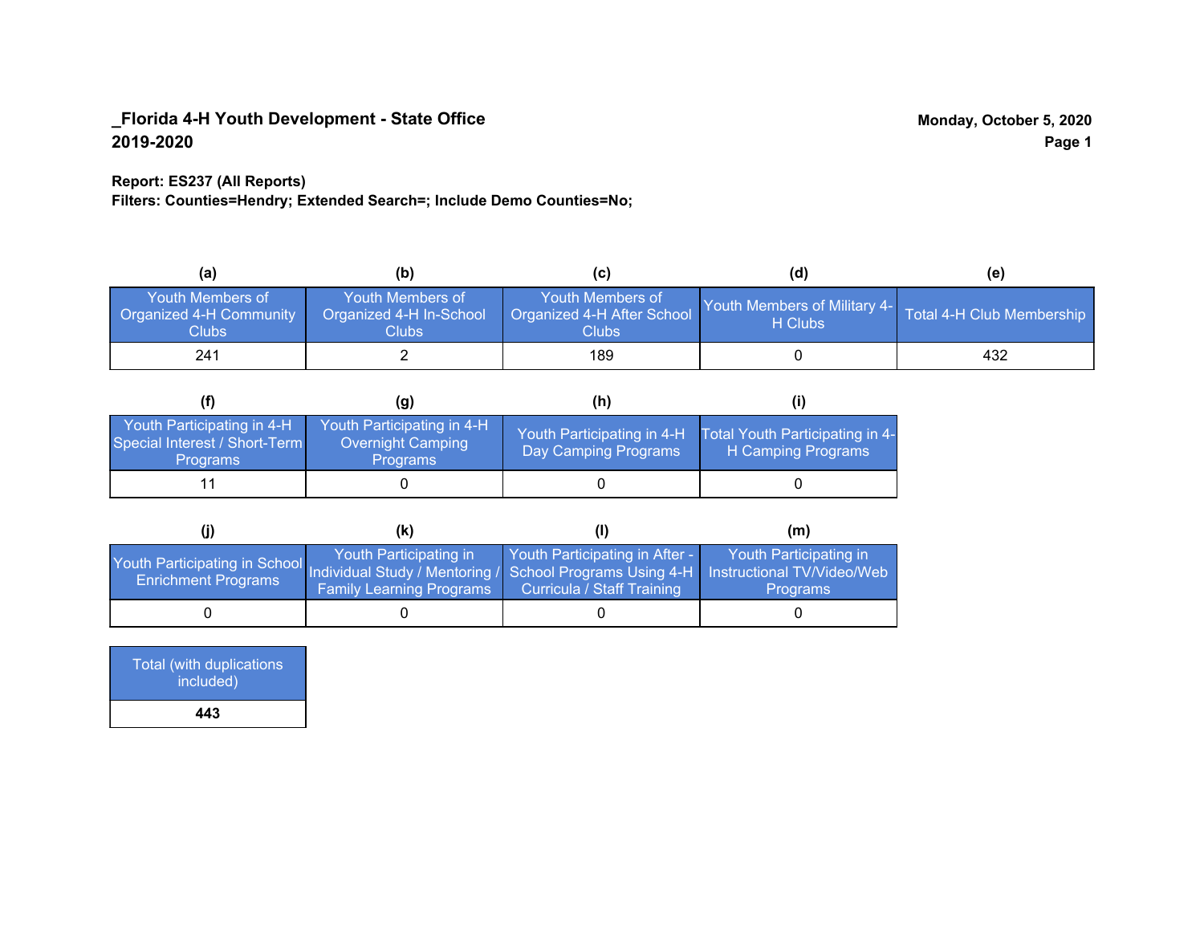**_Florida 4-H Youth Development - State Office**
**2019-2020**

**Monday, October 5, 2020**

**Report: ES237 (All Reports)**
**Filters: Counties=Hendry; Extended Search=; Include Demo Counties=No;**

| (a) | (b) | (c) | (d) | (e) |
|---|---|---|---|---|
| Youth Members of Organized 4-H Community Clubs | Youth Members of Organized 4-H In-School Clubs | Youth Members of Organized 4-H After School Clubs | Youth Members of Military 4-H Clubs | Total 4-H Club Membership |
| 241 | 2 | 189 | 0 | 432 |

| (f) | (g) | (h) | (i) |
|---|---|---|---|
| Youth Participating in 4-H Special Interest / Short-Term Programs | Youth Participating in 4-H Overnight Camping Programs | Youth Participating in 4-H Day Camping Programs | Total Youth Participating in 4-H Camping Programs |
| 11 | 0 | 0 | 0 |

| (j) | (k) | (l) | (m) |
|---|---|---|---|
| Youth Participating in School Enrichment Programs | Youth Participating in Individual Study / Mentoring / Family Learning Programs | Youth Participating in After - School Programs Using 4-H Curricula / Staff Training | Youth Participating in Instructional TV/Video/Web Programs |
| 0 | 0 | 0 | 0 |

| Total (with duplications included) |
|---|
| **443** |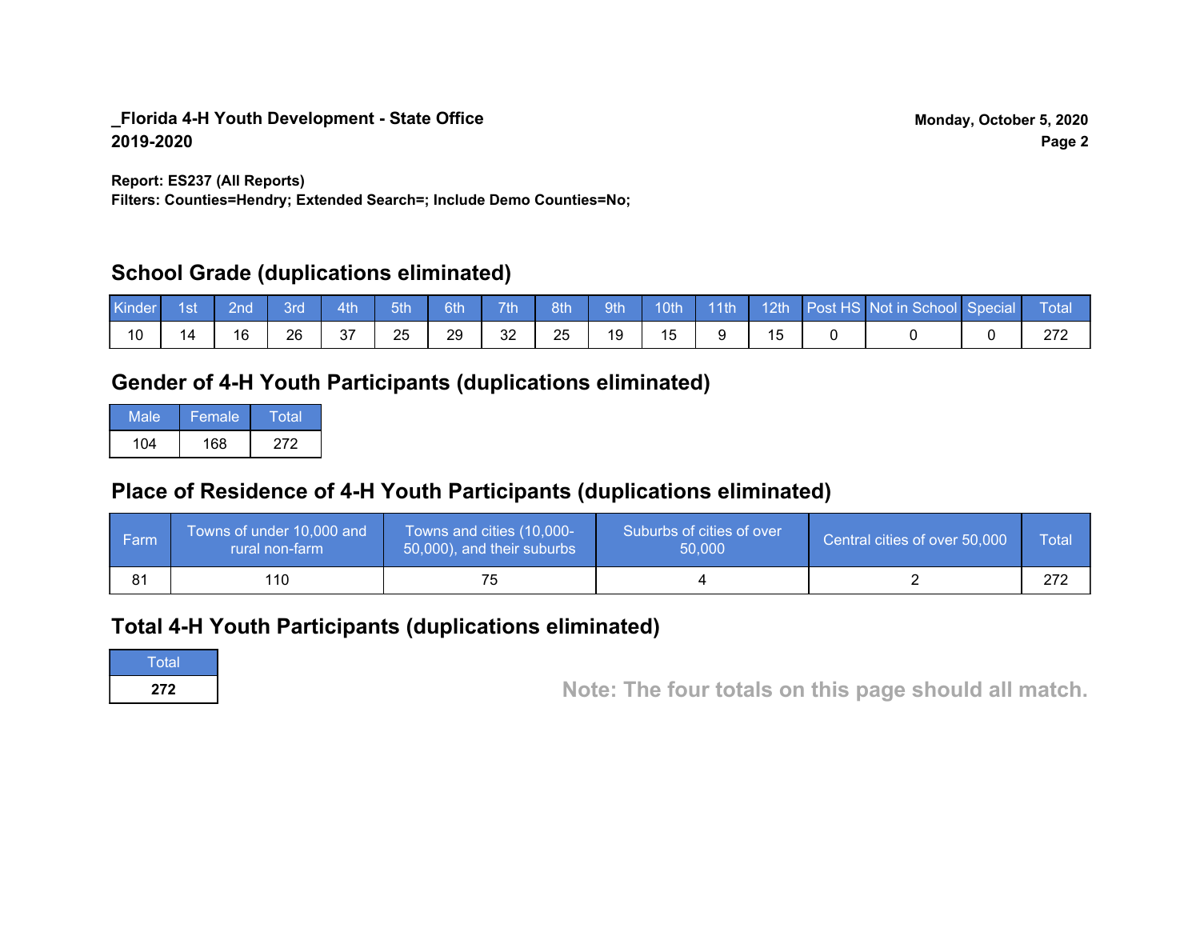**_Florida 4-H Youth Development - State Office**
**2019-2020**

**Monday, October 5, 2020**

**Report: ES237 (All Reports)**
**Filters: Counties=Hendry; Extended Search=; Include Demo Counties=No;**

## School Grade (duplications eliminated)

| Kinder | 1st | 2nd | 3rd | 4th | 5th | 6th | 7th | 8th | 9th | 10th | 11th | 12th | Post HS | Not in School | Special | Total |
|---|---|---|---|---|---|---|---|---|---|---|---|---|---|---|---|---|
| 10 | 14 | 16 | 26 | 37 | 25 | 29 | 32 | 25 | 19 | 15 | 9 | 15 | 0 | 0 | 0 | 272 |

## Gender of 4-H Youth Participants (duplications eliminated)

| Male | Female | Total |
|---|---|---|
| 104 | 168 | 272 |

## Place of Residence of 4-H Youth Participants (duplications eliminated)

| Farm | Towns of under 10,000 and rural non-farm | Towns and cities (10,000-50,000), and their suburbs | Suburbs of cities of over 50,000 | Central cities of over 50,000 | Total |
|---|---|---|---|---|---|
| 81 | 110 | 75 | 4 | 2 | 272 |

## Total 4-H Youth Participants (duplications eliminated)

| Total |
|---|
| **272** |

**Note: The four totals on this page should all match.**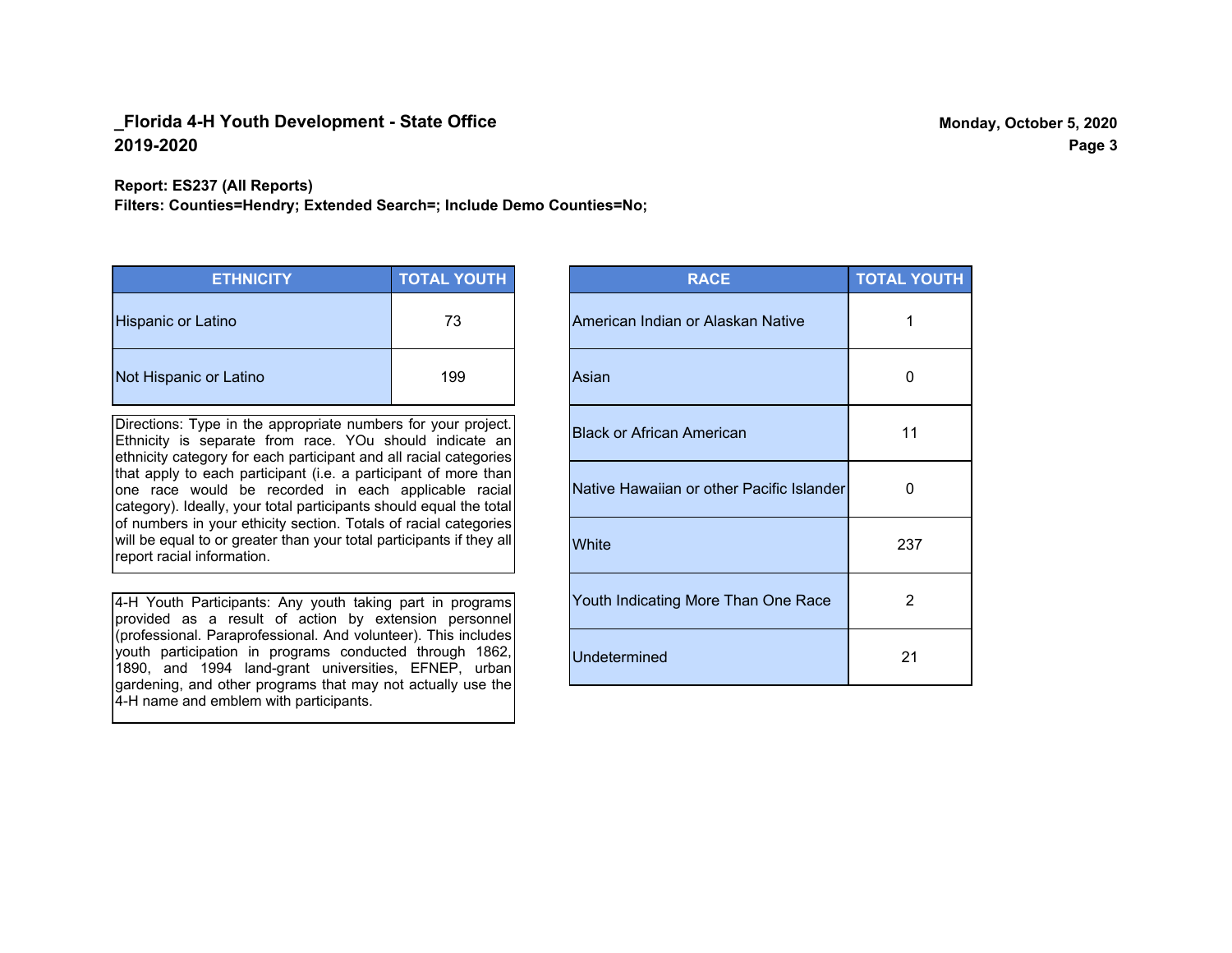**_Florida 4-H Youth Development - State Office**
**2019-2020**

**Monday, October 5, 2020**

**Report: ES237 (All Reports)**
**Filters: Counties=Hendry; Extended Search=; Include Demo Counties=No;**

| ETHNICITY | TOTAL YOUTH |
|---|---|
| Hispanic or Latino | 73 |
| Not Hispanic or Latino | 199 |

Directions: Type in the appropriate numbers for your project. Ethnicity is separate from race. YOu should indicate an ethnicity category for each participant and all racial categories that apply to each participant (i.e. a participant of more than one race would be recorded in each applicable racial category). Ideally, your total participants should equal the total of numbers in your ethicity section. Totals of racial categories will be equal to or greater than your total participants if they all report racial information.

4-H Youth Participants: Any youth taking part in programs provided as a result of action by extension personnel (professional. Paraprofessional. And volunteer). This includes youth participation in programs conducted through 1862, 1890, and 1994 land-grant universities, EFNEP, urban gardening, and other programs that may not actually use the 4-H name and emblem with participants.

| RACE | TOTAL YOUTH |
|---|---|
| American Indian or Alaskan Native | 1 |
| Asian | 0 |
| Black or African American | 11 |
| Native Hawaiian or other Pacific Islander | 0 |
| White | 237 |
| Youth Indicating More Than One Race | 2 |
| Undetermined | 21 |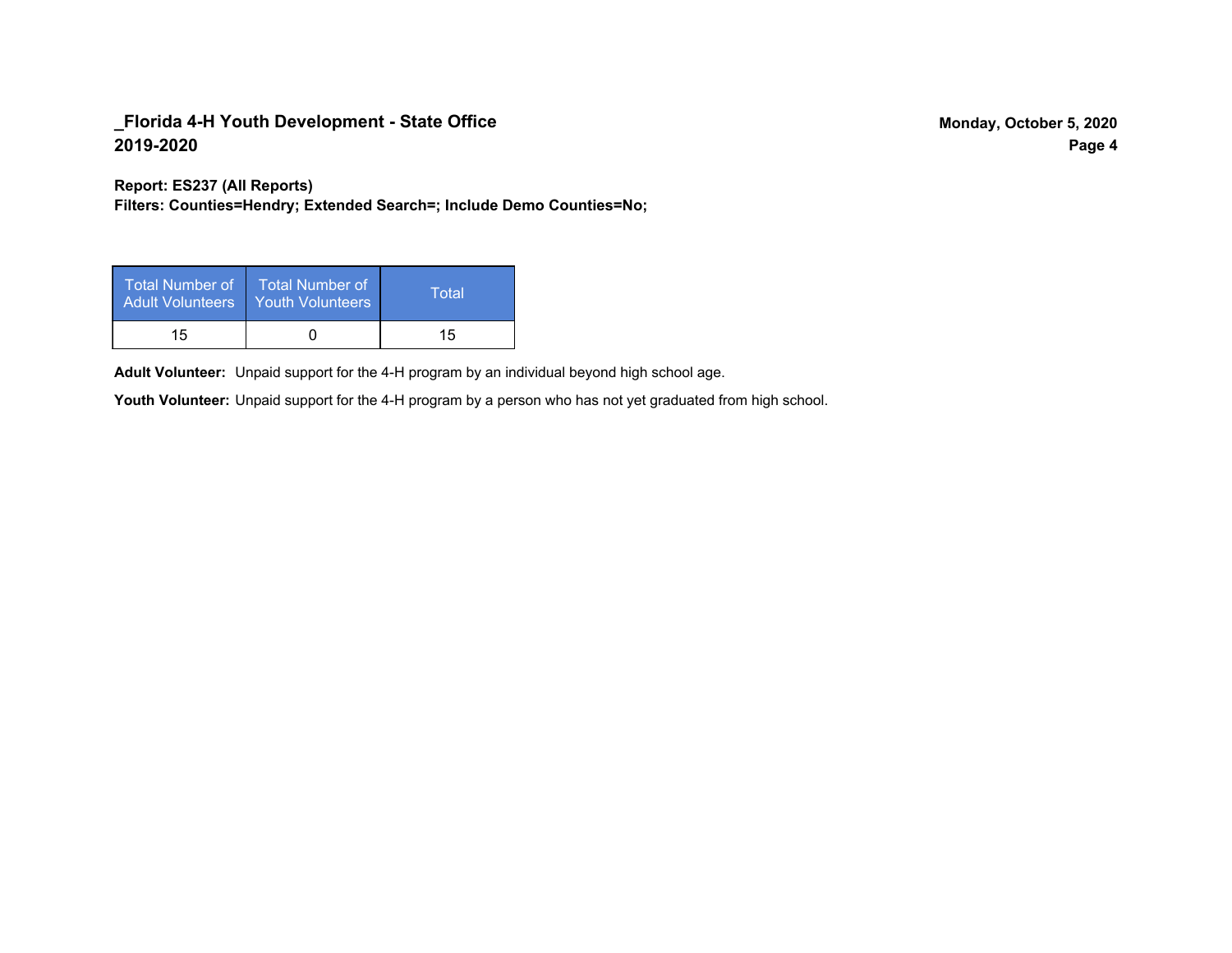## _Florida 4-H Youth Development - State Office
## 2019-2020

Monday, October 5, 2020

**Report: ES237 (All Reports)**
**Filters: Counties=Hendry; Extended Search=; Include Demo Counties=No;**

| Total Number of Adult Volunteers | Total Number of Youth Volunteers | Total |
|---|---|---|
| 15 | 0 | 15 |

**Adult Volunteer:** Unpaid support for the 4-H program by an individual beyond high school age.

**Youth Volunteer:** Unpaid support for the 4-H program by a person who has not yet graduated from high school.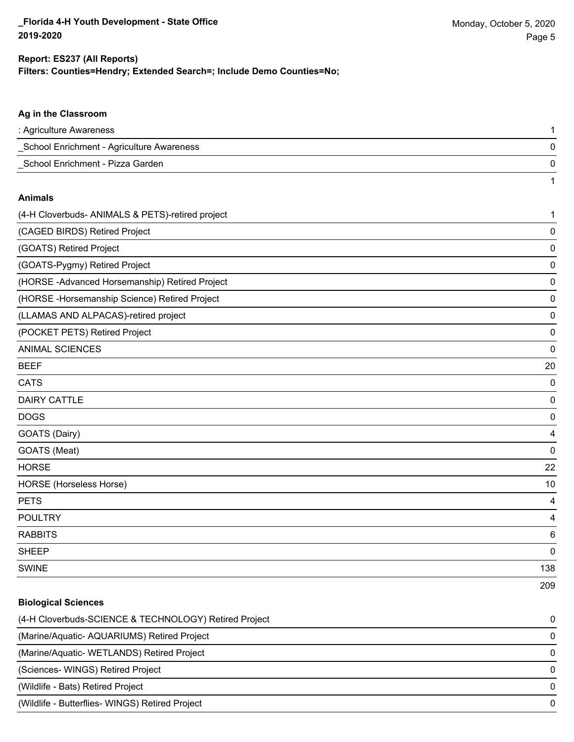**Report: ES237 (All Reports)**
**Filters: Counties=Hendry; Extended Search=; Include Demo Counties=No;**

### Ag in the Classroom

| | |
|---|---|
| : Agriculture Awareness | 1 |
| _School Enrichment - Agriculture Awareness | 0 |
| _School Enrichment - Pizza Garden | 0 |
| | 1 |

### Animals

| | |
|---|---|
| (4-H Cloverbuds- ANIMALS & PETS)-retired project | 1 |
| (CAGED BIRDS) Retired Project | 0 |
| (GOATS) Retired Project | 0 |
| (GOATS-Pygmy) Retired Project | 0 |
| (HORSE -Advanced Horsemanship) Retired Project | 0 |
| (HORSE -Horsemanship Science) Retired Project | 0 |
| (LLAMAS AND ALPACAS)-retired project | 0 |
| (POCKET PETS) Retired Project | 0 |
| ANIMAL SCIENCES | 0 |
| BEEF | 20 |
| CATS | 0 |
| DAIRY CATTLE | 0 |
| DOGS | 0 |
| GOATS (Dairy) | 4 |
| GOATS (Meat) | 0 |
| HORSE | 22 |
| HORSE (Horseless Horse) | 10 |
| PETS | 4 |
| POULTRY | 4 |
| RABBITS | 6 |
| SHEEP | 0 |
| SWINE | 138 |
| | 209 |

### Biological Sciences

| | |
|---|---|
| (4-H Cloverbuds-SCIENCE & TECHNOLOGY) Retired Project | 0 |
| (Marine/Aquatic- AQUARIUMS) Retired Project | 0 |
| (Marine/Aquatic- WETLANDS) Retired Project | 0 |
| (Sciences- WINGS) Retired Project | 0 |
| (Wildlife - Bats) Retired Project | 0 |
| (Wildlife - Butterflies- WINGS) Retired Project | 0 |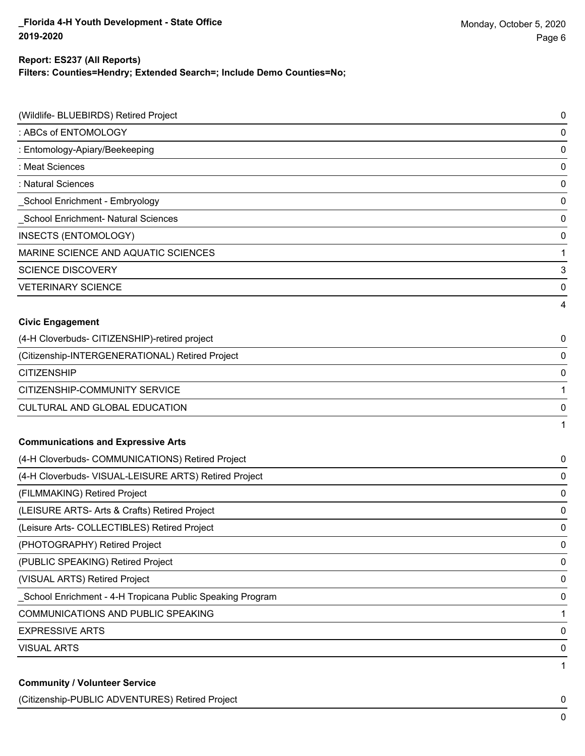**Report: ES237 (All Reports)**
**Filters: Counties=Hendry; Extended Search=; Include Demo Counties=No;**

| | |
|---|---|
| (Wildlife- BLUEBIRDS) Retired Project | 0 |
| : ABCs of ENTOMOLOGY | 0 |
| : Entomology-Apiary/Beekeeping | 0 |
| : Meat Sciences | 0 |
| : Natural Sciences | 0 |
| _School Enrichment - Embryology | 0 |
| _School Enrichment- Natural Sciences | 0 |
| INSECTS (ENTOMOLOGY) | 0 |
| MARINE SCIENCE AND AQUATIC SCIENCES | 1 |
| SCIENCE DISCOVERY | 3 |
| VETERINARY SCIENCE | 0 |
| | 4 |

**Civic Engagement**

| | |
|---|---|
| (4-H Cloverbuds- CITIZENSHIP)-retired project | 0 |
| (Citizenship-INTERGENERATIONAL) Retired Project | 0 |
| CITIZENSHIP | 0 |
| CITIZENSHIP-COMMUNITY SERVICE | 1 |
| CULTURAL AND GLOBAL EDUCATION | 0 |
| | 1 |

**Communications and Expressive Arts**

| | |
|---|---|
| (4-H Cloverbuds- COMMUNICATIONS) Retired Project | 0 |
| (4-H Cloverbuds- VISUAL-LEISURE ARTS) Retired Project | 0 |
| (FILMMAKING) Retired Project | 0 |
| (LEISURE ARTS- Arts & Crafts) Retired Project | 0 |
| (Leisure Arts- COLLECTIBLES) Retired Project | 0 |
| (PHOTOGRAPHY) Retired Project | 0 |
| (PUBLIC SPEAKING) Retired Project | 0 |
| (VISUAL ARTS) Retired Project | 0 |
| _School Enrichment - 4-H Tropicana Public Speaking Program | 0 |
| COMMUNICATIONS AND PUBLIC SPEAKING | 1 |
| EXPRESSIVE ARTS | 0 |
| VISUAL ARTS | 0 |
| | 1 |

**Community / Volunteer Service**

| | |
|---|---|
| (Citizenship-PUBLIC ADVENTURES) Retired Project | 0 |
| | 0 |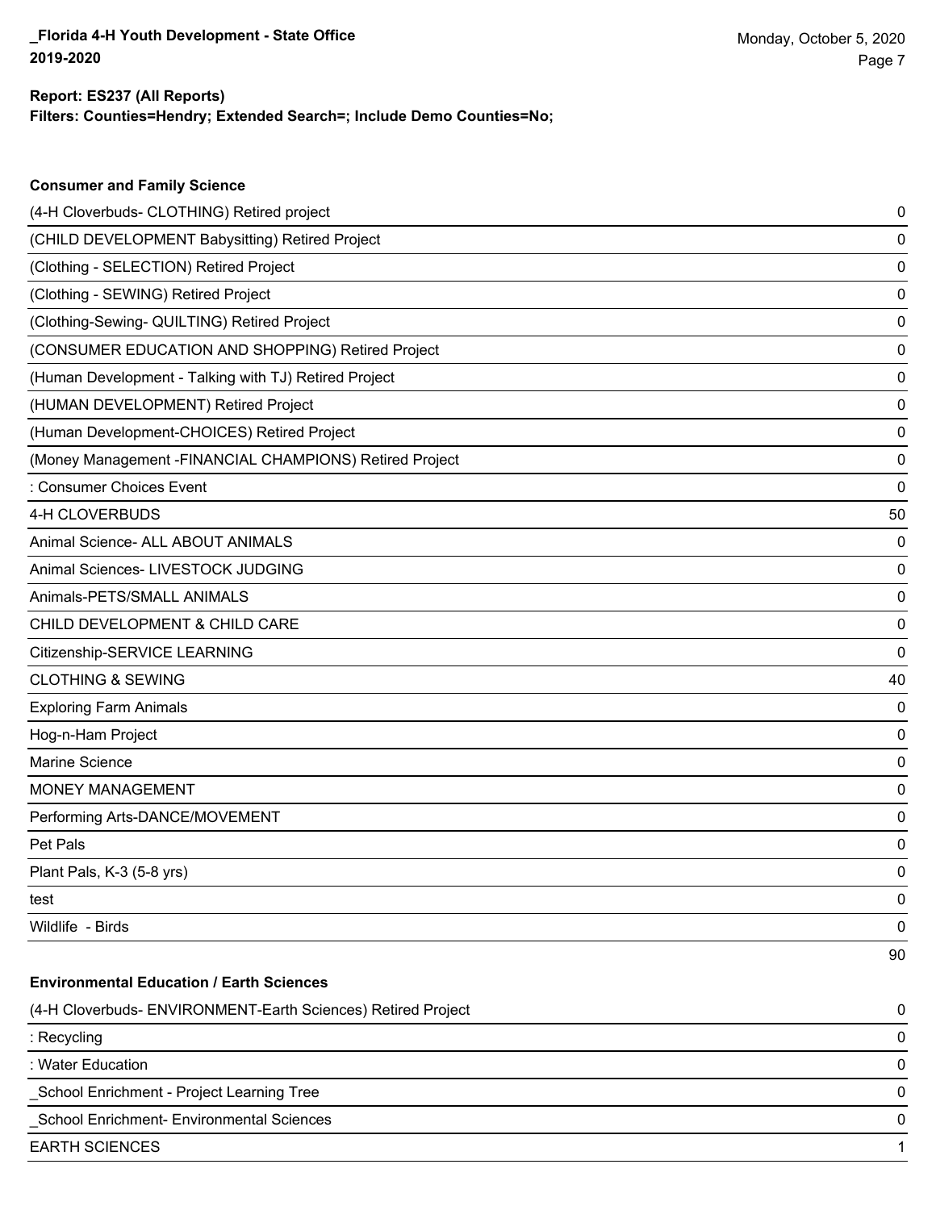**Report: ES237 (All Reports)**
**Filters: Counties=Hendry; Extended Search=; Include Demo Counties=No;**

### Consumer and Family Science

| | |
|---|---|
| (4-H Cloverbuds- CLOTHING) Retired project | 0 |
| (CHILD DEVELOPMENT Babysitting) Retired Project | 0 |
| (Clothing - SELECTION) Retired Project | 0 |
| (Clothing - SEWING) Retired Project | 0 |
| (Clothing-Sewing- QUILTING) Retired Project | 0 |
| (CONSUMER EDUCATION AND SHOPPING) Retired Project | 0 |
| (Human Development - Talking with TJ) Retired Project | 0 |
| (HUMAN DEVELOPMENT) Retired Project | 0 |
| (Human Development-CHOICES) Retired Project | 0 |
| (Money Management -FINANCIAL CHAMPIONS) Retired Project | 0 |
| : Consumer Choices Event | 0 |
| 4-H CLOVERBUDS | 50 |
| Animal Science- ALL ABOUT ANIMALS | 0 |
| Animal Sciences- LIVESTOCK JUDGING | 0 |
| Animals-PETS/SMALL ANIMALS | 0 |
| CHILD DEVELOPMENT & CHILD CARE | 0 |
| Citizenship-SERVICE LEARNING | 0 |
| CLOTHING & SEWING | 40 |
| Exploring Farm Animals | 0 |
| Hog-n-Ham Project | 0 |
| Marine Science | 0 |
| MONEY MANAGEMENT | 0 |
| Performing Arts-DANCE/MOVEMENT | 0 |
| Pet Pals | 0 |
| Plant Pals, K-3 (5-8 yrs) | 0 |
| test | 0 |
| Wildlife - Birds | 0 |
| | 90 |

### Environmental Education / Earth Sciences

| | |
|---|---|
| (4-H Cloverbuds- ENVIRONMENT-Earth Sciences) Retired Project | 0 |
| : Recycling | 0 |
| : Water Education | 0 |
| _School Enrichment - Project Learning Tree | 0 |
| _School Enrichment- Environmental Sciences | 0 |
| EARTH SCIENCES | 1 |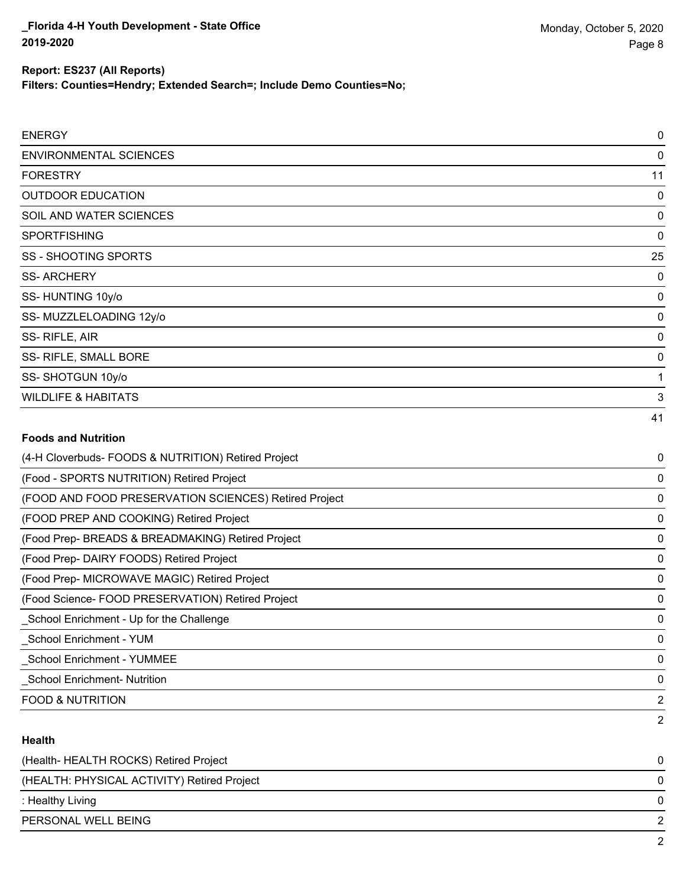| | |
|---|---|
| ENERGY | 0 |
| ENVIRONMENTAL SCIENCES | 0 |
| FORESTRY | 11 |
| OUTDOOR EDUCATION | 0 |
| SOIL AND WATER SCIENCES | 0 |
| SPORTFISHING | 0 |
| SS - SHOOTING SPORTS | 25 |
| SS- ARCHERY | 0 |
| SS- HUNTING 10y/o | 0 |
| SS- MUZZLELOADING 12y/o | 0 |
| SS- RIFLE, AIR | 0 |
| SS- RIFLE, SMALL BORE | 0 |
| SS- SHOTGUN 10y/o | 1 |
| WILDLIFE & HABITATS | 3 |
| | 41 |

**Foods and Nutrition**

| | |
|---|---|
| (4-H Cloverbuds- FOODS & NUTRITION) Retired Project | 0 |
| (Food - SPORTS NUTRITION) Retired Project | 0 |
| (FOOD AND FOOD PRESERVATION SCIENCES) Retired Project | 0 |
| (FOOD PREP AND COOKING) Retired Project | 0 |
| (Food Prep- BREADS & BREADMAKING) Retired Project | 0 |
| (Food Prep- DAIRY FOODS) Retired Project | 0 |
| (Food Prep- MICROWAVE MAGIC) Retired Project | 0 |
| (Food Science- FOOD PRESERVATION) Retired Project | 0 |
| _School Enrichment - Up for the Challenge | 0 |
| _School Enrichment - YUM | 0 |
| _School Enrichment - YUMMEE | 0 |
| _School Enrichment- Nutrition | 0 |
| FOOD & NUTRITION | 2 |
| | 2 |

**Health**

| | |
|---|---|
| (Health- HEALTH ROCKS) Retired Project | 0 |
| (HEALTH: PHYSICAL ACTIVITY) Retired Project | 0 |
| : Healthy Living | 0 |
| PERSONAL WELL BEING | 2 |
| | 2 |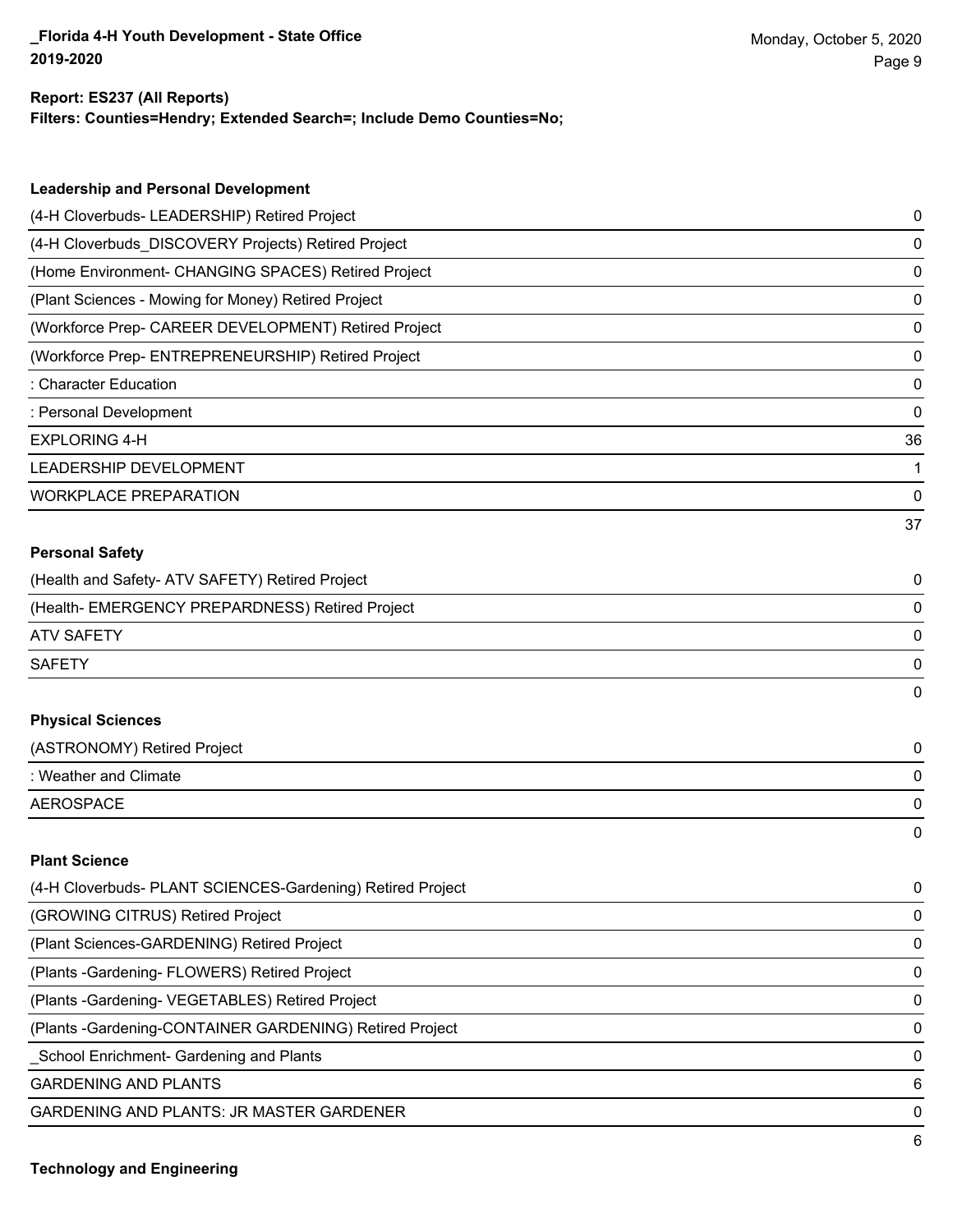**Report: ES237 (All Reports)**
**Filters: Counties=Hendry; Extended Search=; Include Demo Counties=No;**

### Leadership and Personal Development

| | |
|---|---|
| (4-H Cloverbuds- LEADERSHIP) Retired Project | 0 |
| (4-H Cloverbuds_DISCOVERY Projects) Retired Project | 0 |
| (Home Environment- CHANGING SPACES) Retired Project | 0 |
| (Plant Sciences - Mowing for Money) Retired Project | 0 |
| (Workforce Prep- CAREER DEVELOPMENT) Retired Project | 0 |
| (Workforce Prep- ENTREPRENEURSHIP) Retired Project | 0 |
| : Character Education | 0 |
| : Personal Development | 0 |
| EXPLORING 4-H | 36 |
| LEADERSHIP DEVELOPMENT | 1 |
| WORKPLACE PREPARATION | 0 |
| | 37 |

### Personal Safety

| | |
|---|---|
| (Health and Safety- ATV SAFETY) Retired Project | 0 |
| (Health- EMERGENCY PREPARDNESS) Retired Project | 0 |
| ATV SAFETY | 0 |
| SAFETY | 0 |
| | 0 |

### Physical Sciences

| | |
|---|---|
| (ASTRONOMY) Retired Project | 0 |
| : Weather and Climate | 0 |
| AEROSPACE | 0 |
| | 0 |

### Plant Science

| | |
|---|---|
| (4-H Cloverbuds- PLANT SCIENCES-Gardening) Retired Project | 0 |
| (GROWING CITRUS) Retired Project | 0 |
| (Plant Sciences-GARDENING) Retired Project | 0 |
| (Plants -Gardening- FLOWERS) Retired Project | 0 |
| (Plants -Gardening- VEGETABLES) Retired Project | 0 |
| (Plants -Gardening-CONTAINER GARDENING) Retired Project | 0 |
| _School Enrichment- Gardening and Plants | 0 |
| GARDENING AND PLANTS | 6 |
| GARDENING AND PLANTS: JR MASTER GARDENER | 0 |
| | 6 |

### Technology and Engineering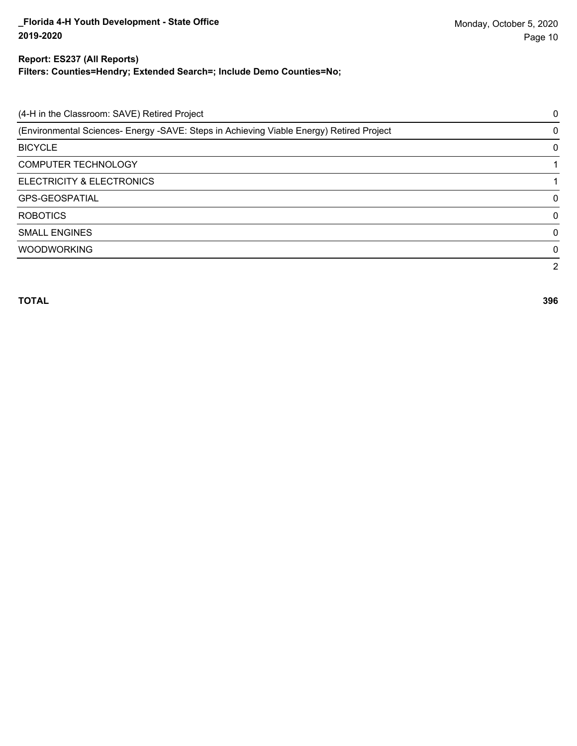**Report: ES237 (All Reports)**
**Filters: Counties=Hendry; Extended Search=; Include Demo Counties=No;**

| | |
|---|---|
| (4-H in the Classroom: SAVE) Retired Project | 0 |
| (Environmental Sciences- Energy -SAVE: Steps in Achieving Viable Energy) Retired Project | 0 |
| BICYCLE | 0 |
| COMPUTER TECHNOLOGY | 1 |
| ELECTRICITY & ELECTRONICS | 1 |
| GPS-GEOSPATIAL | 0 |
| ROBOTICS | 0 |
| SMALL ENGINES | 0 |
| WOODWORKING | 0 |
| | 2 |

**TOTAL** **396**